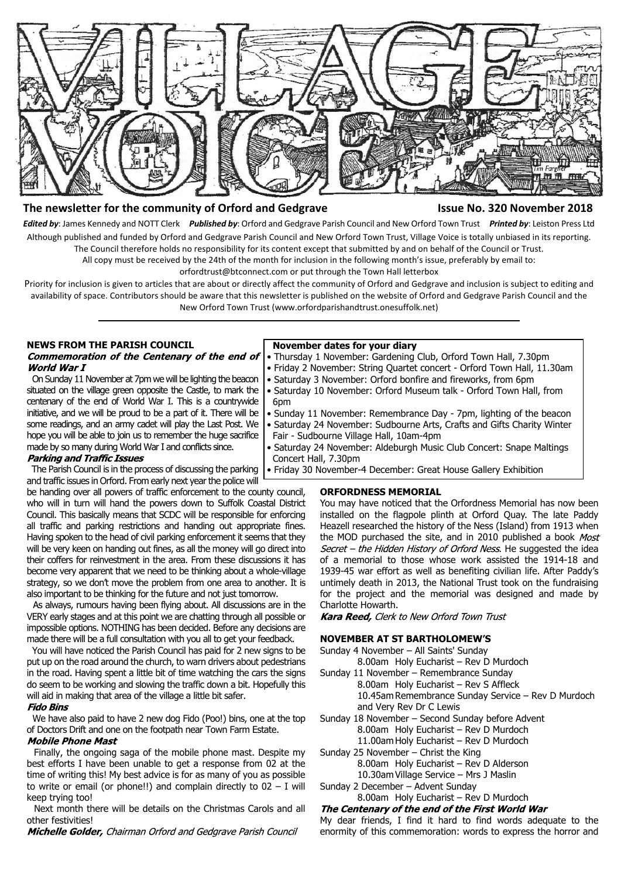# VILLAGE VOICE

**The newsletter for the community of Orford and Gedgrave** **Issue No. 320 November 2018**

***Edited by***: James Kennedy and NOTT Clerk ***Published by***: Orford and Gedgrave Parish Council and New Orford Town Trust ***Printed by***: Leiston Press Ltd

Although published and funded by Orford and Gedgrave Parish Council and New Orford Town Trust, Village Voice is totally unbiased in its reporting. The Council therefore holds no responsibility for its content except that submitted by and on behalf of the Council or Trust.

All copy must be received by the 24th of the month for inclusion in the following month's issue, preferably by email to: orfordtrust@btconnect.com or put through the Town Hall letterbox

Priority for inclusion is given to articles that are about or directly affect the community of Orford and Gedgrave and inclusion is subject to editing and availability of space. Contributors should be aware that this newsletter is published on the website of Orford and Gedgrave Parish Council and the New Orford Town Trust (www.orfordparishandtrust.onesuffolk.net)

## NEWS FROM THE PARISH COUNCIL

### *Commemoration of the Centenary of the end of World War I*

On Sunday 11 November at 7pm we will be lighting the beacon situated on the village green opposite the Castle, to mark the centenary of the end of World War I. This is a countrywide initiative, and we will be proud to be a part of it. There will be some readings, and an army cadet will play the Last Post. We hope you will be able to join us to remember the huge sacrifice made by so many during World War I and conflicts since.

### *Parking and Traffic Issues*

The Parish Council is in the process of discussing the parking and traffic issues in Orford. From early next year the police will be handing over all powers of traffic enforcement to the county council, who will in turn will hand the powers down to Suffolk Coastal District Council. This basically means that SCDC will be responsible for enforcing all traffic and parking restrictions and handing out appropriate fines. Having spoken to the head of civil parking enforcement it seems that they will be very keen on handing out fines, as all the money will go direct into their coffers for reinvestment in the area. From these discussions it has become very apparent that we need to be thinking about a whole-village strategy, so we don't move the problem from one area to another. It is also important to be thinking for the future and not just tomorrow.

As always, rumours having been flying about. All discussions are in the VERY early stages and at this point we are chatting through all possible or impossible options. NOTHING has been decided. Before any decisions are made there will be a full consultation with you all to get your feedback.

You will have noticed the Parish Council has paid for 2 new signs to be put up on the road around the church, to warn drivers about pedestrians in the road. Having spent a little bit of time watching the cars the signs do seem to be working and slowing the traffic down a bit. Hopefully this will aid in making that area of the village a little bit safer.

### *Fido Bins*

We have also paid to have 2 new dog Fido (Poo!) bins, one at the top of Doctors Drift and one on the footpath near Town Farm Estate.

### *Mobile Phone Mast*

Finally, the ongoing saga of the mobile phone mast. Despite my best efforts I have been unable to get a response from 02 at the time of writing this! My best advice is for as many of you as possible to write or email (or phone!!) and complain directly to 02 – I will keep trying too!

Next month there will be details on the Christmas Carols and all other festivities!

***Michelle Golder,*** *Chairman Orford and Gedgrave Parish Council*

## November dates for your diary

- Thursday 1 November: Gardening Club, Orford Town Hall, 7.30pm
- Friday 2 November: String Quartet concert - Orford Town Hall, 11.30am
- Saturday 3 November: Orford bonfire and fireworks, from 6pm
- Saturday 10 November: Orford Museum talk - Orford Town Hall, from 6pm
- Sunday 11 November: Remembrance Day - 7pm, lighting of the beacon
- Saturday 24 November: Sudbourne Arts, Crafts and Gifts Charity Winter Fair - Sudbourne Village Hall, 10am-4pm
- Saturday 24 November: Aldeburgh Music Club Concert: Snape Maltings Concert Hall, 7.30pm
- Friday 30 November-4 December: Great House Gallery Exhibition

## ORFORDNESS MEMORIAL

You may have noticed that the Orfordness Memorial has now been installed on the flagpole plinth at Orford Quay. The late Paddy Heazell researched the history of the Ness (Island) from 1913 when the MOD purchased the site, and in 2010 published a book *Most Secret – the Hidden History of Orford Ness*. He suggested the idea of a memorial to those whose work assisted the 1914-18 and 1939-45 war effort as well as benefiting civilian life. After Paddy's untimely death in 2013, the National Trust took on the fundraising for the project and the memorial was designed and made by Charlotte Howarth.

***Kara Reed,*** *Clerk to New Orford Town Trust*

## NOVEMBER AT ST BARTHOLOMEW'S

Sunday 4 November – All Saints' Sunday
- 8.00am Holy Eucharist – Rev D Murdoch

Sunday 11 November – Remembrance Sunday
- 8.00am Holy Eucharist – Rev S Affleck
- 10.45am Remembrance Sunday Service – Rev D Murdoch and Very Rev Dr C Lewis

Sunday 18 November – Second Sunday before Advent
- 8.00am Holy Eucharist – Rev D Murdoch
- 11.00am Holy Eucharist – Rev D Murdoch

Sunday 25 November – Christ the King
- 8.00am Holy Eucharist – Rev D Alderson
- 10.30am Village Service – Mrs J Maslin

Sunday 2 December – Advent Sunday
- 8.00am Holy Eucharist – Rev D Murdoch

### *The Centenary of the end of the First World War*

My dear friends, I find it hard to find words adequate to the enormity of this commemoration: words to express the horror and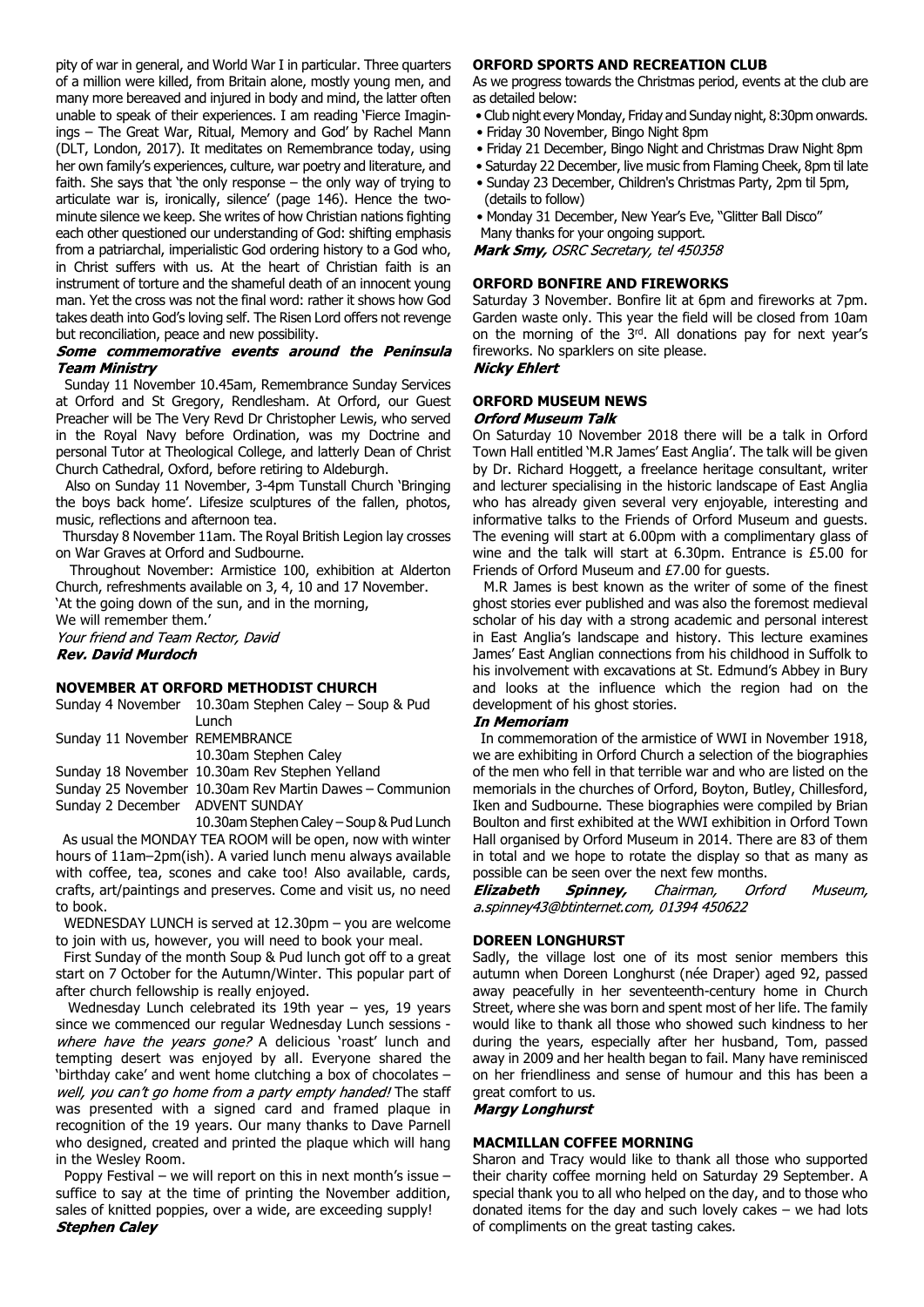pity of war in general, and World War I in particular. Three quarters of a million were killed, from Britain alone, mostly young men, and many more bereaved and injured in body and mind, the latter often unable to speak of their experiences. I am reading 'Fierce Imaginings – The Great War, Ritual, Memory and God' by Rachel Mann (DLT, London, 2017). It meditates on Remembrance today, using her own family's experiences, culture, war poetry and literature, and faith. She says that 'the only response – the only way of trying to articulate war is, ironically, silence' (page 146). Hence the two-minute silence we keep. She writes of how Christian nations fighting each other questioned our understanding of God: shifting emphasis from a patriarchal, imperialistic God ordering history to a God who, in Christ suffers with us. At the heart of Christian faith is an instrument of torture and the shameful death of an innocent young man. Yet the cross was not the final word: rather it shows how God takes death into God's loving self. The Risen Lord offers not revenge but reconciliation, peace and new possibility.

***Some commemorative events around the Peninsula Team Ministry***

Sunday 11 November 10.45am, Remembrance Sunday Services at Orford and St Gregory, Rendlesham. At Orford, our Guest Preacher will be The Very Revd Dr Christopher Lewis, who served in the Royal Navy before Ordination, was my Doctrine and personal Tutor at Theological College, and latterly Dean of Christ Church Cathedral, Oxford, before retiring to Aldeburgh.

Also on Sunday 11 November, 3-4pm Tunstall Church 'Bringing the boys back home'. Lifesize sculptures of the fallen, photos, music, reflections and afternoon tea.

Thursday 8 November 11am. The Royal British Legion lay crosses on War Graves at Orford and Sudbourne.

Throughout November: Armistice 100, exhibition at Alderton Church, refreshments available on 3, 4, 10 and 17 November.

'At the going down of the sun, and in the morning,
We will remember them.'

*Your friend and Team Rector, David*
***Rev. David Murdoch***

## NOVEMBER AT ORFORD METHODIST CHURCH

| | |
|---|---|
| Sunday 4 November | 10.30am Stephen Caley – Soup & Pud Lunch |
| Sunday 11 November | REMEMBRANCE 10.30am Stephen Caley |
| Sunday 18 November | 10.30am Rev Stephen Yelland |
| Sunday 25 November | 10.30am Rev Martin Dawes – Communion |
| Sunday 2 December | ADVENT SUNDAY 10.30am Stephen Caley – Soup & Pud Lunch |

As usual the MONDAY TEA ROOM will be open, now with winter hours of 11am–2pm(ish). A varied lunch menu always available with coffee, tea, scones and cake too! Also available, cards, crafts, art/paintings and preserves. Come and visit us, no need to book.

WEDNESDAY LUNCH is served at 12.30pm – you are welcome to join with us, however, you will need to book your meal.

First Sunday of the month Soup & Pud lunch got off to a great start on 7 October for the Autumn/Winter. This popular part of after church fellowship is really enjoyed.

Wednesday Lunch celebrated its 19th year – yes, 19 years since we commenced our regular Wednesday Lunch sessions - *where have the years gone?* A delicious 'roast' lunch and tempting desert was enjoyed by all. Everyone shared the 'birthday cake' and went home clutching a box of chocolates – *well, you can't go home from a party empty handed!* The staff was presented with a signed card and framed plaque in recognition of the 19 years. Our many thanks to Dave Parnell who designed, created and printed the plaque which will hang in the Wesley Room.

Poppy Festival – we will report on this in next month's issue – suffice to say at the time of printing the November addition, sales of knitted poppies, over a wide, are exceeding supply!

***Stephen Caley***

## ORFORD SPORTS AND RECREATION CLUB

As we progress towards the Christmas period, events at the club are as detailed below:

- Club night every Monday, Friday and Sunday night, 8:30pm onwards.
- Friday 30 November, Bingo Night 8pm
- Friday 21 December, Bingo Night and Christmas Draw Night 8pm
- Saturday 22 December, live music from Flaming Cheek, 8pm til late
- Sunday 23 December, Children's Christmas Party, 2pm til 5pm, (details to follow)
- Monday 31 December, New Year's Eve, "Glitter Ball Disco"

Many thanks for your ongoing support.

***Mark Smy,*** *OSRC Secretary, tel 450358*

## ORFORD BONFIRE AND FIREWORKS

Saturday 3 November. Bonfire lit at 6pm and fireworks at 7pm. Garden waste only. This year the field will be closed from 10am on the morning of the 3rd. All donations pay for next year's fireworks. No sparklers on site please.

***Nicky Ehlert***

## ORFORD MUSEUM NEWS

***Orford Museum Talk***

On Saturday 10 November 2018 there will be a talk in Orford Town Hall entitled 'M.R James' East Anglia'. The talk will be given by Dr. Richard Hoggett, a freelance heritage consultant, writer and lecturer specialising in the historic landscape of East Anglia who has already given several very enjoyable, interesting and informative talks to the Friends of Orford Museum and guests. The evening will start at 6.00pm with a complimentary glass of wine and the talk will start at 6.30pm. Entrance is £5.00 for Friends of Orford Museum and £7.00 for guests.

M.R James is best known as the writer of some of the finest ghost stories ever published and was also the foremost medieval scholar of his day with a strong academic and personal interest in East Anglia's landscape and history. This lecture examines James' East Anglian connections from his childhood in Suffolk to his involvement with excavations at St. Edmund's Abbey in Bury and looks at the influence which the region had on the development of his ghost stories.

***In Memoriam***

In commemoration of the armistice of WWI in November 1918, we are exhibiting in Orford Church a selection of the biographies of the men who fell in that terrible war and who are listed on the memorials in the churches of Orford, Boyton, Butley, Chillesford, Iken and Sudbourne. These biographies were compiled by Brian Boulton and first exhibited at the WWI exhibition in Orford Town Hall organised by Orford Museum in 2014. There are 83 of them in total and we hope to rotate the display so that as many as possible can be seen over the next few months.

***Elizabeth Spinney,*** *Chairman, Orford Museum, a.spinney43@btinternet.com, 01394 450622*

## DOREEN LONGHURST

Sadly, the village lost one of its most senior members this autumn when Doreen Longhurst (née Draper) aged 92, passed away peacefully in her seventeenth-century home in Church Street, where she was born and spent most of her life. The family would like to thank all those who showed such kindness to her during the years, especially after her husband, Tom, passed away in 2009 and her health began to fail. Many have reminisced on her friendliness and sense of humour and this has been a great comfort to us.

***Margy Longhurst***

## MACMILLAN COFFEE MORNING

Sharon and Tracy would like to thank all those who supported their charity coffee morning held on Saturday 29 September. A special thank you to all who helped on the day, and to those who donated items for the day and such lovely cakes – we had lots of compliments on the great tasting cakes.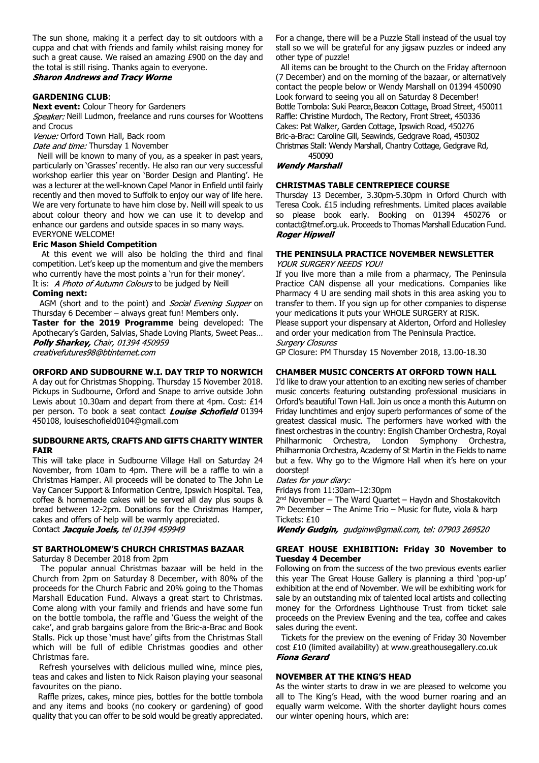The sun shone, making it a perfect day to sit outdoors with a cuppa and chat with friends and family whilst raising money for such a great cause. We raised an amazing £900 on the day and the total is still rising. Thanks again to everyone.

***Sharon Andrews and Tracy Worne***

## GARDENING CLUB:

**Next event:** Colour Theory for Gardeners

*Speaker:* Neill Ludmon, freelance and runs courses for Woottens and Crocus

*Venue:* Orford Town Hall, Back room

*Date and time:* Thursday 1 November

Neill will be known to many of you, as a speaker in past years, particularly on 'Grasses' recently. He also ran our very successful workshop earlier this year on 'Border Design and Planting'. He was a lecturer at the well-known Capel Manor in Enfield until fairly recently and then moved to Suffolk to enjoy our way of life here. We are very fortunate to have him close by. Neill will speak to us about colour theory and how we can use it to develop and enhance our gardens and outside spaces in so many ways. EVERYONE WELCOME!

**Eric Mason Shield Competition**

At this event we will also be holding the third and final competition. Let's keep up the momentum and give the members who currently have the most points a 'run for their money'.

It is: *A Photo of Autumn Colours* to be judged by Neill

**Coming next:**

AGM (short and to the point) and *Social Evening Supper* on Thursday 6 December – always great fun! Members only.

**Taster for the 2019 Programme** being developed: The Apothecary's Garden, Salvias, Shade Loving Plants, Sweet Peas…

***Polly Sharkey,*** *Chair, 01394 450959*
*creativefutures98@btinternet.com*

## ORFORD AND SUDBOURNE W.I. DAY TRIP TO NORWICH

A day out for Christmas Shopping. Thursday 15 November 2018. Pickups in Sudbourne, Orford and Snape to arrive outside John Lewis about 10.30am and depart from there at 4pm. Cost: £14 per person. To book a seat contact ***Louise Schofield*** 01394 450108, louiseschofield0104@gmail.com

## SUDBOURNE ARTS, CRAFTS AND GIFTS CHARITY WINTER FAIR

This will take place in Sudbourne Village Hall on Saturday 24 November, from 10am to 4pm. There will be a raffle to win a Christmas Hamper. All proceeds will be donated to The John Le Vay Cancer Support & Information Centre, Ipswich Hospital. Tea, coffee & homemade cakes will be served all day plus soups & bread between 12-2pm. Donations for the Christmas Hamper, cakes and offers of help will be warmly appreciated.

Contact ***Jacquie Joels,*** *tel 01394 459949*

## ST BARTHOLOMEW'S CHURCH CHRISTMAS BAZAAR

Saturday 8 December 2018 from 2pm

The popular annual Christmas bazaar will be held in the Church from 2pm on Saturday 8 December, with 80% of the proceeds for the Church Fabric and 20% going to the Thomas Marshall Education Fund. Always a great start to Christmas. Come along with your family and friends and have some fun on the bottle tombola, the raffle and 'Guess the weight of the cake', and grab bargains galore from the Bric-a-Brac and Book Stalls. Pick up those 'must have' gifts from the Christmas Stall which will be full of edible Christmas goodies and other Christmas fare.

Refresh yourselves with delicious mulled wine, mince pies, teas and cakes and listen to Nick Raison playing your seasonal favourites on the piano.

Raffle prizes, cakes, mince pies, bottles for the bottle tombola and any items and books (no cookery or gardening) of good quality that you can offer to be sold would be greatly appreciated. For a change, there will be a Puzzle Stall instead of the usual toy stall so we will be grateful for any jigsaw puzzles or indeed any other type of puzzle!

All items can be brought to the Church on the Friday afternoon (7 December) and on the morning of the bazaar, or alternatively contact the people below or Wendy Marshall on 01394 450090

Look forward to seeing you all on Saturday 8 December!

Bottle Tombola: Suki Pearce, Beacon Cottage, Broad Street, 450011
Raffle: Christine Murdoch, The Rectory, Front Street, 450336
Cakes: Pat Walker, Garden Cottage, Ipswich Road, 450276
Bric-a-Brac: Caroline Gill, Seawinds, Gedgrave Road, 450302
Christmas Stall: Wendy Marshall, Chantry Cottage, Gedgrave Rd, 450090

***Wendy Marshall***

## CHRISTMAS TABLE CENTREPIECE COURSE

Thursday 13 December, 3.30pm-5.30pm in Orford Church with Teresa Cook. £15 including refreshments. Limited places available so please book early. Booking on 01394 450276 or contact@tmef.org.uk. Proceeds to Thomas Marshall Education Fund.

***Roger Hipwell***

## THE PENINSULA PRACTICE NOVEMBER NEWSLETTER

*YOUR SURGERY NEEDS YOU!*

If you live more than a mile from a pharmacy, The Peninsula Practice CAN dispense all your medications. Companies like Pharmacy 4 U are sending mail shots in this area asking you to transfer to them. If you sign up for other companies to dispense your medications it puts your WHOLE SURGERY at RISK.

Please support your dispensary at Alderton, Orford and Hollesley and order your medication from The Peninsula Practice.

*Surgery Closures*

GP Closure: PM Thursday 15 November 2018, 13.00-18.30

## CHAMBER MUSIC CONCERTS AT ORFORD TOWN HALL

I'd like to draw your attention to an exciting new series of chamber music concerts featuring outstanding professional musicians in Orford's beautiful Town Hall. Join us once a month this Autumn on Friday lunchtimes and enjoy superb performances of some of the greatest classical music. The performers have worked with the finest orchestras in the country: English Chamber Orchestra, Royal Philharmonic Orchestra, London Symphony Orchestra, Philharmonia Orchestra, Academy of St Martin in the Fields to name but a few. Why go to the Wigmore Hall when it's here on your doorstep!

*Dates for your diary:*

Fridays from 11:30am–12:30pm

2nd November – The Ward Quartet – Haydn and Shostakovitch
7th December – The Anime Trio – Music for flute, viola & harp
Tickets: £10

***Wendy Gudgin,*** *gudginw@gmail.com, tel: 07903 269520*

## GREAT HOUSE EXHIBITION: Friday 30 November to Tuesday 4 December

Following on from the success of the two previous events earlier this year The Great House Gallery is planning a third 'pop-up' exhibition at the end of November. We will be exhibiting work for sale by an outstanding mix of talented local artists and collecting money for the Orfordness Lighthouse Trust from ticket sale proceeds on the Preview Evening and the tea, coffee and cakes sales during the event.

Tickets for the preview on the evening of Friday 30 November cost £10 (limited availability) at www.greathousegallery.co.uk

***Fiona Gerard***

## NOVEMBER AT THE KING'S HEAD

As the winter starts to draw in we are pleased to welcome you all to The King's Head, with the wood burner roaring and an equally warm welcome. With the shorter daylight hours comes our winter opening hours, which are: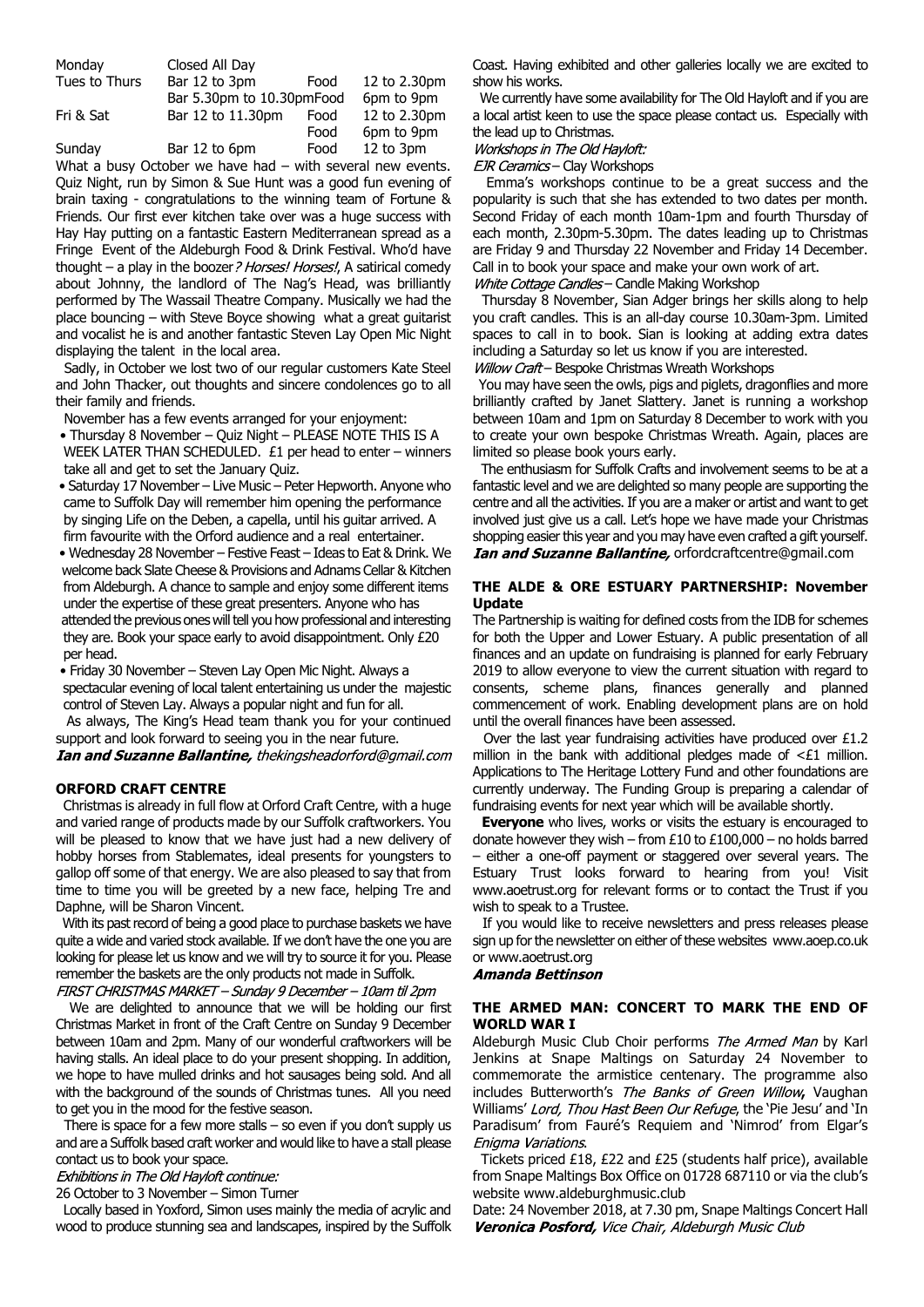| | | | |
|---|---|---|---|
| Monday | Closed All Day | | |
| Tues to Thurs | Bar 12 to 3pm | Food | 12 to 2.30pm |
| | Bar 5.30pm to 10.30pm | Food | 6pm to 9pm |
| Fri & Sat | Bar 12 to 11.30pm | Food | 12 to 2.30pm |
| | | Food | 6pm to 9pm |
| Sunday | Bar 12 to 6pm | Food | 12 to 3pm |

What a busy October we have had – with several new events. Quiz Night, run by Simon & Sue Hunt was a good fun evening of brain taxing - congratulations to the winning team of Fortune & Friends. Our first ever kitchen take over was a huge success with Hay Hay putting on a fantastic Eastern Mediterranean spread as a Fringe Event of the Aldeburgh Food & Drink Festival. Who'd have thought – a play in the boozer? *Horses! Horses!*, A satirical comedy about Johnny, the landlord of The Nag's Head, was brilliantly performed by The Wassail Theatre Company. Musically we had the place bouncing – with Steve Boyce showing what a great guitarist and vocalist he is and another fantastic Steven Lay Open Mic Night displaying the talent in the local area.

Sadly, in October we lost two of our regular customers Kate Steel and John Thacker, out thoughts and sincere condolences go to all their family and friends.

November has a few events arranged for your enjoyment:

- Thursday 8 November – Quiz Night – PLEASE NOTE THIS IS A WEEK LATER THAN SCHEDULED. £1 per head to enter – winners take all and get to set the January Quiz.
- Saturday 17 November – Live Music – Peter Hepworth. Anyone who came to Suffolk Day will remember him opening the performance by singing Life on the Deben, a capella, until his guitar arrived. A firm favourite with the Orford audience and a real entertainer.
- Wednesday 28 November – Festive Feast – Ideas to Eat & Drink. We welcome back Slate Cheese & Provisions and Adnams Cellar & Kitchen from Aldeburgh. A chance to sample and enjoy some different items under the expertise of these great presenters. Anyone who has attended the previous ones will tell you how professional and interesting they are. Book your space early to avoid disappointment. Only £20 per head.
- Friday 30 November – Steven Lay Open Mic Night. Always a spectacular evening of local talent entertaining us under the majestic control of Steven Lay. Always a popular night and fun for all.

As always, The King's Head team thank you for your continued support and look forward to seeing you in the near future.

***Ian and Suzanne Ballantine,*** *thekingsheadorford@gmail.com*

## ORFORD CRAFT CENTRE

Christmas is already in full flow at Orford Craft Centre, with a huge and varied range of products made by our Suffolk craftworkers. You will be pleased to know that we have just had a new delivery of hobby horses from Stablemates, ideal presents for youngsters to gallop off some of that energy. We are also pleased to say that from time to time you will be greeted by a new face, helping Tre and Daphne, will be Sharon Vincent.

With its past record of being a good place to purchase baskets we have quite a wide and varied stock available. If we don't have the one you are looking for please let us know and we will try to source it for you. Please remember the baskets are the only products not made in Suffolk.

*FIRST CHRISTMAS MARKET – Sunday 9 December – 10am til 2pm*

We are delighted to announce that we will be holding our first Christmas Market in front of the Craft Centre on Sunday 9 December between 10am and 2pm. Many of our wonderful craftworkers will be having stalls. An ideal place to do your present shopping. In addition, we hope to have mulled drinks and hot sausages being sold. And all with the background of the sounds of Christmas tunes. All you need to get you in the mood for the festive season.

There is space for a few more stalls – so even if you don't supply us and are a Suffolk based craft worker and would like to have a stall please contact us to book your space.

*Exhibitions in The Old Hayloft continue:*

26 October to 3 November – Simon Turner

Locally based in Yoxford, Simon uses mainly the media of acrylic and wood to produce stunning sea and landscapes, inspired by the Suffolk Coast. Having exhibited and other galleries locally we are excited to show his works.

We currently have some availability for The Old Hayloft and if you are a local artist keen to use the space please contact us. Especially with the lead up to Christmas.

*Workshops in The Old Hayloft:*

*EJR Ceramics* – Clay Workshops

Emma's workshops continue to be a great success and the popularity is such that she has extended to two dates per month. Second Friday of each month 10am-1pm and fourth Thursday of each month, 2.30pm-5.30pm. The dates leading up to Christmas are Friday 9 and Thursday 22 November and Friday 14 December. Call in to book your space and make your own work of art.

*White Cottage Candles* – Candle Making Workshop

Thursday 8 November, Sian Adger brings her skills along to help you craft candles. This is an all-day course 10.30am-3pm. Limited spaces to call in to book. Sian is looking at adding extra dates including a Saturday so let us know if you are interested.

*Willow Craft* – Bespoke Christmas Wreath Workshops

You may have seen the owls, pigs and piglets, dragonflies and more brilliantly crafted by Janet Slattery. Janet is running a workshop between 10am and 1pm on Saturday 8 December to work with you to create your own bespoke Christmas Wreath. Again, places are limited so please book yours early.

The enthusiasm for Suffolk Crafts and involvement seems to be at a fantastic level and we are delighted so many people are supporting the centre and all the activities. If you are a maker or artist and want to get involved just give us a call. Let's hope we have made your Christmas shopping easier this year and you may have even crafted a gift yourself.

***Ian and Suzanne Ballantine,*** orfordcraftcentre@gmail.com

## THE ALDE & ORE ESTUARY PARTNERSHIP: November Update

The Partnership is waiting for defined costs from the IDB for schemes for both the Upper and Lower Estuary. A public presentation of all finances and an update on fundraising is planned for early February 2019 to allow everyone to view the current situation with regard to consents, scheme plans, finances generally and planned commencement of work. Enabling development plans are on hold until the overall finances have been assessed.

Over the last year fundraising activities have produced over £1.2 million in the bank with additional pledges made of <£1 million. Applications to The Heritage Lottery Fund and other foundations are currently underway. The Funding Group is preparing a calendar of fundraising events for next year which will be available shortly.

**Everyone** who lives, works or visits the estuary is encouraged to donate however they wish – from £10 to £100,000 – no holds barred – either a one-off payment or staggered over several years. The Estuary Trust looks forward to hearing from you! Visit www.aoetrust.org for relevant forms or to contact the Trust if you wish to speak to a Trustee.

If you would like to receive newsletters and press releases please sign up for the newsletter on either of these websites www.aoep.co.uk or www.aoetrust.org

***Amanda Bettinson***

## THE ARMED MAN: CONCERT TO MARK THE END OF WORLD WAR I

Aldeburgh Music Club Choir performs *The Armed Man* by Karl Jenkins at Snape Maltings on Saturday 24 November to commemorate the armistice centenary. The programme also includes Butterworth's *The Banks of Green Willow*, Vaughan Williams' *Lord, Thou Hast Been Our Refuge*, the 'Pie Jesu' and 'In Paradisum' from Fauré's Requiem and 'Nimrod' from Elgar's *Enigma Variations*.

Tickets priced £18, £22 and £25 (students half price), available from Snape Maltings Box Office on 01728 687110 or via the club's website www.aldeburghmusic.club

Date: 24 November 2018, at 7.30 pm, Snape Maltings Concert Hall

***Veronica Posford,*** *Vice Chair, Aldeburgh Music Club*